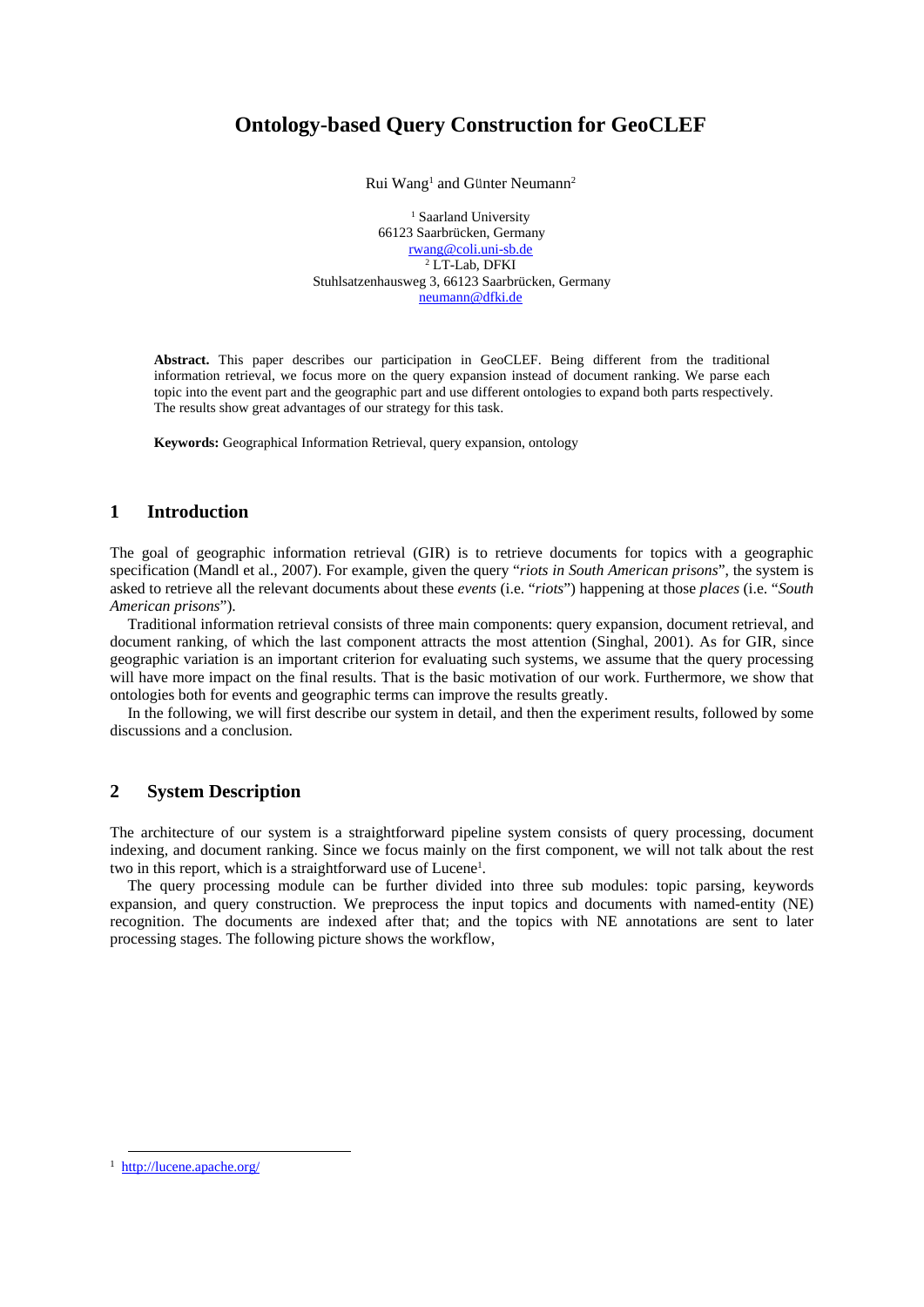# Ontology-based Query Construction for GeoCLEF

Rui Wang[1] and Günter Neumann[2]

[1] Saarland University
66123 Saarbrücken, Germany
rwang@coli.uni-sb.de
[2] LT-Lab, DFKI
Stuhlsatzenhausweg 3, 66123 Saarbrücken, Germany
neumann@dfki.de

**Abstract.** This paper describes our participation in GeoCLEF. Being different from the traditional information retrieval, we focus more on the query expansion instead of document ranking. We parse each topic into the event part and the geographic part and use different ontologies to expand both parts respectively. The results show great advantages of our strategy for this task.

**Keywords:** Geographical Information Retrieval, query expansion, ontology

## 1 Introduction

The goal of geographic information retrieval (GIR) is to retrieve documents for topics with a geographic specification (Mandl et al., 2007). For example, given the query "*riots in South American prisons*", the system is asked to retrieve all the relevant documents about these *events* (i.e. "*riots*") happening at those *places* (i.e. "*South American prisons*").

Traditional information retrieval consists of three main components: query expansion, document retrieval, and document ranking, of which the last component attracts the most attention (Singhal, 2001). As for GIR, since geographic variation is an important criterion for evaluating such systems, we assume that the query processing will have more impact on the final results. That is the basic motivation of our work. Furthermore, we show that ontologies both for events and geographic terms can improve the results greatly.

In the following, we will first describe our system in detail, and then the experiment results, followed by some discussions and a conclusion.

## 2 System Description

The architecture of our system is a straightforward pipeline system consists of query processing, document indexing, and document ranking. Since we focus mainly on the first component, we will not talk about the rest two in this report, which is a straightforward use of Lucene[1].

The query processing module can be further divided into three sub modules: topic parsing, keywords expansion, and query construction. We preprocess the input topics and documents with named-entity (NE) recognition. The documents are indexed after that; and the topics with NE annotations are sent to later processing stages. The following picture shows the workflow,

[1] http://lucene.apache.org/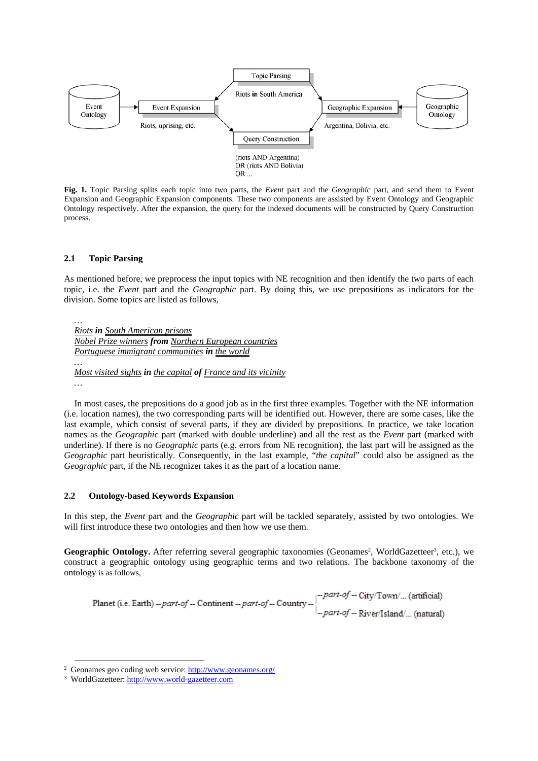Fig. 1. Topic Parsing splits each topic into two parts, the *Event* part and the *Geographic* part, and send them to Event Expansion and Geographic Expansion components. These two components are assisted by Event Ontology and Geographic Ontology respectively. After the expansion, the query for the indexed documents will be constructed by Query Construction process.

### 2.1 Topic Parsing

As mentioned before, we preprocess the input topics with NE recognition and then identify the two parts of each topic, i.e. the *Event* part and the *Geographic* part. By doing this, we use prepositions as indicators for the division. Some topics are listed as follows,

*…*
*Riots* ***in*** *South American prisons*
*Nobel Prize winners* ***from*** *Northern European countries*
*Portuguese immigrant communities* ***in*** *the world*
*…*
*Most visited sights* ***in*** *the capital* ***of*** *France and its vicinity*
*…*

In most cases, the prepositions do a good job as in the first three examples. Together with the NE information (i.e. location names), the two corresponding parts will be identified out. However, there are some cases, like the last example, which consist of several parts, if they are divided by prepositions. In practice, we take location names as the *Geographic* part (marked with double underline) and all the rest as the *Event* part (marked with underline). If there is no *Geographic* parts (e.g. errors from NE recognition), the last part will be assigned as the *Geographic* part heuristically. Consequently, in the last example, "*the capital*" could also be assigned as the *Geographic* part, if the NE recognizer takes it as the part of a location name.

### 2.2 Ontology-based Keywords Expansion

In this step, the *Event* part and the *Geographic* part will be tackled separately, assisted by two ontologies. We will first introduce these two ontologies and then how we use them.

**Geographic Ontology.** After referring several geographic taxonomies (Geonames[2], WorldGazetteer[3], etc.), we construct a geographic ontology using geographic terms and two relations. The backbone taxonomy of the ontology is as follows,

Planet (i.e. Earth) --*part-of* -- Continent --*part-of* -- Country -- |--*part-of* -- City/Town/... (artificial)
|--*part-of* -- River/Island/... (natural)

[2] Geonames geo coding web service: http://www.geonames.org/
[3] WorldGazetteer: http://www.world-gazetteer.com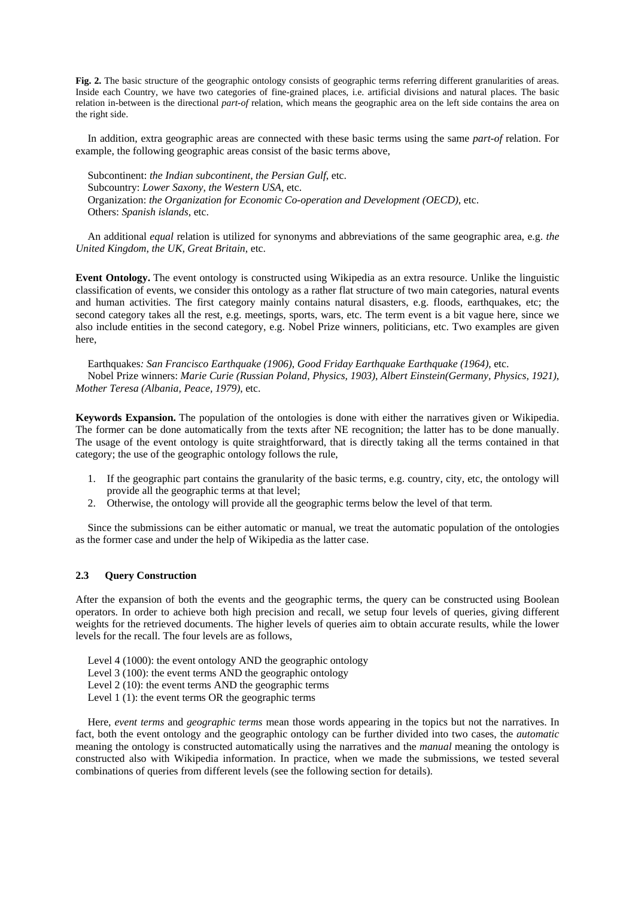**Fig. 2.** The basic structure of the geographic ontology consists of geographic terms referring different granularities of areas. Inside each Country, we have two categories of fine-grained places, i.e. artificial divisions and natural places. The basic relation in-between is the directional *part-of* relation, which means the geographic area on the left side contains the area on the right side.

In addition, extra geographic areas are connected with these basic terms using the same *part-of* relation. For example, the following geographic areas consist of the basic terms above,

Subcontinent: *the Indian subcontinent, the Persian Gulf*, etc.
Subcountry: *Lower Saxony, the Western USA*, etc.
Organization: *the Organization for Economic Co-operation and Development (OECD)*, etc.
Others: *Spanish islands*, etc.

An additional *equal* relation is utilized for synonyms and abbreviations of the same geographic area, e.g. *the United Kingdom, the UK, Great Britain*, etc.

**Event Ontology.** The event ontology is constructed using Wikipedia as an extra resource. Unlike the linguistic classification of events, we consider this ontology as a rather flat structure of two main categories, natural events and human activities. The first category mainly contains natural disasters, e.g. floods, earthquakes, etc; the second category takes all the rest, e.g. meetings, sports, wars, etc. The term event is a bit vague here, since we also include entities in the second category, e.g. Nobel Prize winners, politicians, etc. Two examples are given here,

Earthquakes*: San Francisco Earthquake (1906), Good Friday Earthquake Earthquake (1964)*, etc.
Nobel Prize winners: *Marie Curie (Russian Poland, Physics, 1903), Albert Einstein(Germany, Physics, 1921), Mother Teresa (Albania, Peace, 1979)*, etc.

**Keywords Expansion.** The population of the ontologies is done with either the narratives given or Wikipedia. The former can be done automatically from the texts after NE recognition; the latter has to be done manually. The usage of the event ontology is quite straightforward, that is directly taking all the terms contained in that category; the use of the geographic ontology follows the rule,

1. If the geographic part contains the granularity of the basic terms, e.g. country, city, etc, the ontology will provide all the geographic terms at that level;
2. Otherwise, the ontology will provide all the geographic terms below the level of that term.

Since the submissions can be either automatic or manual, we treat the automatic population of the ontologies as the former case and under the help of Wikipedia as the latter case.

### 2.3 Query Construction

After the expansion of both the events and the geographic terms, the query can be constructed using Boolean operators. In order to achieve both high precision and recall, we setup four levels of queries, giving different weights for the retrieved documents. The higher levels of queries aim to obtain accurate results, while the lower levels for the recall. The four levels are as follows,

Level 4 (1000): the event ontology AND the geographic ontology
Level 3 (100): the event terms AND the geographic ontology
Level 2 (10): the event terms AND the geographic terms
Level 1 (1): the event terms OR the geographic terms

Here, *event terms* and *geographic terms* mean those words appearing in the topics but not the narratives. In fact, both the event ontology and the geographic ontology can be further divided into two cases, the *automatic* meaning the ontology is constructed automatically using the narratives and the *manual* meaning the ontology is constructed also with Wikipedia information. In practice, when we made the submissions, we tested several combinations of queries from different levels (see the following section for details).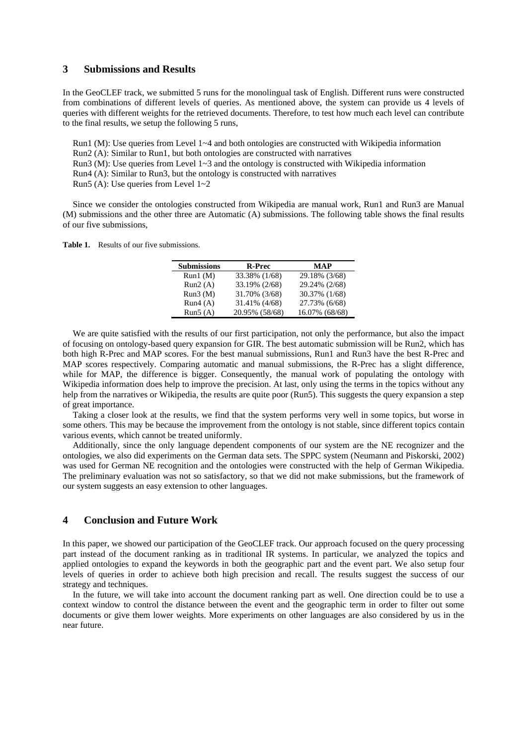## 3 Submissions and Results

In the GeoCLEF track, we submitted 5 runs for the monolingual task of English. Different runs were constructed from combinations of different levels of queries. As mentioned above, the system can provide us 4 levels of queries with different weights for the retrieved documents. Therefore, to test how much each level can contribute to the final results, we setup the following 5 runs,

Run1 (M): Use queries from Level 1~4 and both ontologies are constructed with Wikipedia information
Run2 (A): Similar to Run1, but both ontologies are constructed with narratives
Run3 (M): Use queries from Level 1~3 and the ontology is constructed with Wikipedia information
Run4 (A): Similar to Run3, but the ontology is constructed with narratives
Run5 (A): Use queries from Level 1~2

Since we consider the ontologies constructed from Wikipedia are manual work, Run1 and Run3 are Manual (M) submissions and the other three are Automatic (A) submissions. The following table shows the final results of our five submissions,

**Table 1.** Results of our five submissions.

| Submissions | R-Prec | MAP |
|---|---|---|
| Run1 (M) | 33.38% (1/68) | 29.18% (3/68) |
| Run2 (A) | 33.19% (2/68) | 29.24% (2/68) |
| Run3 (M) | 31.70% (3/68) | 30.37% (1/68) |
| Run4 (A) | 31.41% (4/68) | 27.73% (6/68) |
| Run5 (A) | 20.95% (58/68) | 16.07% (68/68) |

We are quite satisfied with the results of our first participation, not only the performance, but also the impact of focusing on ontology-based query expansion for GIR. The best automatic submission will be Run2, which has both high R-Prec and MAP scores. For the best manual submissions, Run1 and Run3 have the best R-Prec and MAP scores respectively. Comparing automatic and manual submissions, the R-Prec has a slight difference, while for MAP, the difference is bigger. Consequently, the manual work of populating the ontology with Wikipedia information does help to improve the precision. At last, only using the terms in the topics without any help from the narratives or Wikipedia, the results are quite poor (Run5). This suggests the query expansion a step of great importance.

Taking a closer look at the results, we find that the system performs very well in some topics, but worse in some others. This may be because the improvement from the ontology is not stable, since different topics contain various events, which cannot be treated uniformly.

Additionally, since the only language dependent components of our system are the NE recognizer and the ontologies, we also did experiments on the German data sets. The SPPC system (Neumann and Piskorski, 2002) was used for German NE recognition and the ontologies were constructed with the help of German Wikipedia. The preliminary evaluation was not so satisfactory, so that we did not make submissions, but the framework of our system suggests an easy extension to other languages.

## 4 Conclusion and Future Work

In this paper, we showed our participation of the GeoCLEF track. Our approach focused on the query processing part instead of the document ranking as in traditional IR systems. In particular, we analyzed the topics and applied ontologies to expand the keywords in both the geographic part and the event part. We also setup four levels of queries in order to achieve both high precision and recall. The results suggest the success of our strategy and techniques.

In the future, we will take into account the document ranking part as well. One direction could be to use a context window to control the distance between the event and the geographic term in order to filter out some documents or give them lower weights. More experiments on other languages are also considered by us in the near future.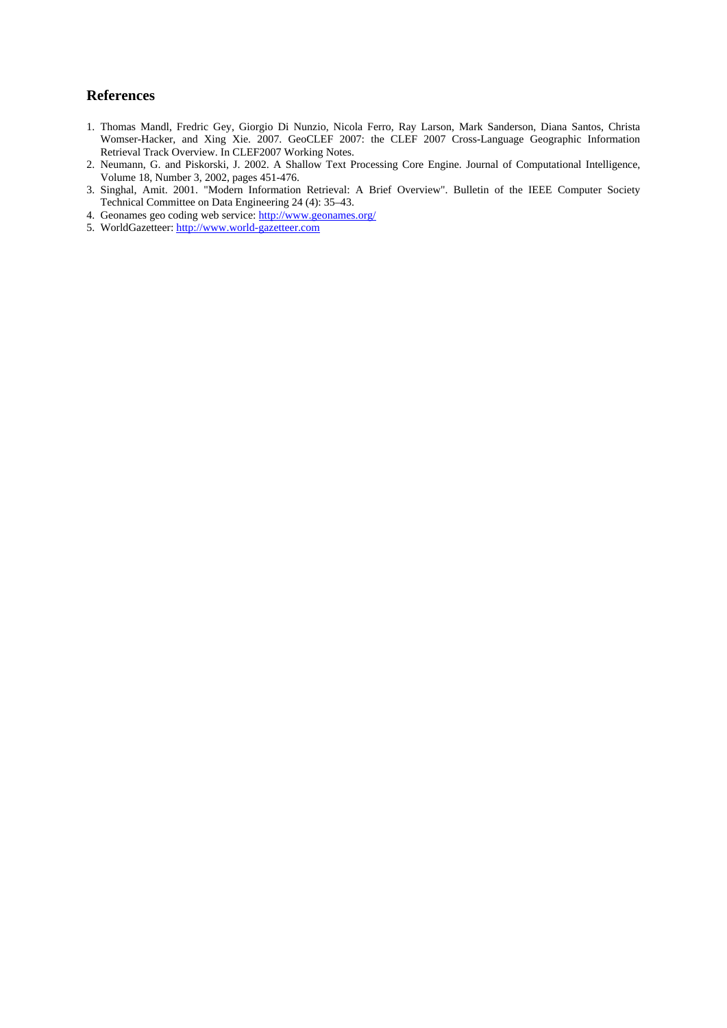## References

1. Thomas Mandl, Fredric Gey, Giorgio Di Nunzio, Nicola Ferro, Ray Larson, Mark Sanderson, Diana Santos, Christa Womser-Hacker, and Xing Xie. 2007. GeoCLEF 2007: the CLEF 2007 Cross-Language Geographic Information Retrieval Track Overview. In CLEF2007 Working Notes.
2. Neumann, G. and Piskorski, J. 2002. A Shallow Text Processing Core Engine. Journal of Computational Intelligence, Volume 18, Number 3, 2002, pages 451-476.
3. Singhal, Amit. 2001. "Modern Information Retrieval: A Brief Overview". Bulletin of the IEEE Computer Society Technical Committee on Data Engineering 24 (4): 35–43.
4. Geonames geo coding web service: http://www.geonames.org/
5. WorldGazetteer: http://www.world-gazetteer.com